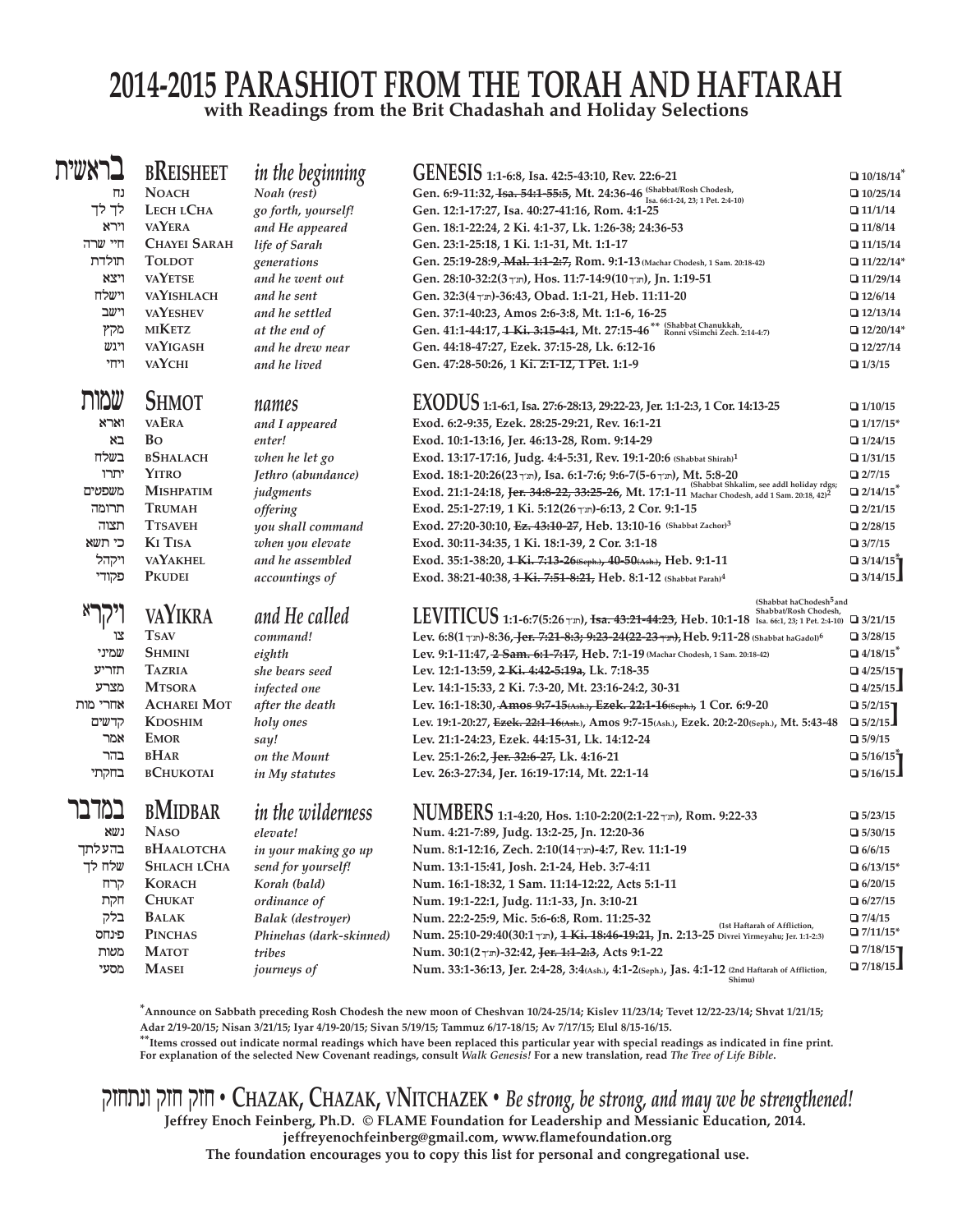# 2014-2015 PARASHIOT FROM THE TORAH AND HAFTARAH

**with Readings from the Brit Chadashah and Holiday Selections**

| Hebrew | Parashah | Meaning | Readings | Date |
|---|---|---|---|---|
| בראשית | **BREISHEET** | *in the beginning* | **GENESIS 1:1-6:8, Isa. 42:5-43:10, Rev. 22:6-21** | ❑ 10/18/14* |
| נח | **NOACH** | *Noah (rest)* | **Gen. 6:9-11:32, ~~Isa. 54:1-55:5~~, Mt. 24:36-46** (Shabbat/Rosh Chodesh, Isa. 66:1-24, 23; 1 Pet. 2:4-10) | ❑ 10/25/14 |
| לך לך | **LECH LCHA** | *go forth, yourself!* | **Gen. 12:1-17:27, Isa. 40:27-41:16, Rom. 4:1-25** | ❑ 11/1/14 |
| וירא | **VAYERA** | *and He appeared* | **Gen. 18:1-22:24, 2 Ki. 4:1-37, Lk. 1:26-38; 24:36-53** | ❑ 11/8/14 |
| חיי שרה | **CHAYEI SARAH** | *life of Sarah* | **Gen. 23:1-25:18, 1 Ki. 1:1-31, Mt. 1:1-17** | ❑ 11/15/14 |
| תולדת | **TOLDOT** | *generations* | **Gen. 25:19-28:9, ~~Mal. 1:1-2:7~~, Rom. 9:1-13** (Machar Chodesh, 1 Sam. 20:18-42) | ❑ 11/22/14* |
| ויצא | **VAYETSE** | *and he went out* | **Gen. 28:10-32:2(3 תנ״ך), Hos. 11:7-14:9(10 תנ״ך), Jn. 1:19-51** | ❑ 11/29/14 |
| וישלח | **VAYISHLACH** | *and he sent* | **Gen. 32:3(4 תנ״ך)-36:43, Obad. 1:1-21, Heb. 11:11-20** | ❑ 12/6/14 |
| וישב | **VAYESHEV** | *and he settled* | **Gen. 37:1-40:23, Amos 2:6-3:8, Mt. 1:1-6, 16-25** | ❑ 12/13/14 |
| מקץ | **MIKETZ** | *at the end of* | **Gen. 41:1-44:17, ~~1 Ki. 3:15-4:1~~, Mt. 27:15-46**** (Shabbat Chanukkah, Ronni vSimchi Zech. 2:14-4:7) | ❑ 12/20/14* |
| ויגש | **VAYIGASH** | *and he drew near* | **Gen. 44:18-47:27, Ezek. 37:15-28, Lk. 6:12-16** | ❑ 12/27/14 |
| ויחי | **VAYCHI** | *and he lived* | **Gen. 47:28-50:26, 1 ~~Ki. 2:1-12, 1 Pet.~~ 1:1-9** | ❑ 1/3/15 |
| שמות | **SHMOT** | *names* | **EXODUS 1:1-6:1, Isa. 27:6-28:13, 29:22-23, Jer. 1:1-2:3, 1 Cor. 14:13-25** | ❑ 1/10/15 |
| וארא | **VAERA** | *and I appeared* | **Exod. 6:2-9:35, Ezek. 28:25-29:21, Rev. 16:1-21** | ❑ 1/17/15* |
| בא | **BO** | *enter!* | **Exod. 10:1-13:16, Jer. 46:13-28, Rom. 9:14-29** | ❑ 1/24/15 |
| בשלח | **BSHALACH** | *when he let go* | **Exod. 13:17-17:16, Judg. 4:4-5:31, Rev. 19:1-20:6** (Shabbat Shirah)[1] | ❑ 1/31/15 |
| יתרו | **YITRO** | *Jethro (abundance)* | **Exod. 18:1-20:26(23 תנ״ך), Isa. 6:1-7:6; 9:6-7(5-6 תנ״ך), Mt. 5:8-20** | ❑ 2/7/15 |
| משפטים | **MISHPATIM** | *judgments* | **Exod. 21:1-24:18, ~~Jer. 34:8-22, 33:25-26~~, Mt. 17:1-11** (Shabbat Shkalim, see addl holiday rdgs; Machar Chodesh, add 1 Sam. 20:18, 42)[2] | ❑ 2/14/15* |
| תרומה | **TRUMAH** | *offering* | **Exod. 25:1-27:19, 1 Ki. 5:12(26 תנ״ך)-6:13, 2 Cor. 9:1-15** | ❑ 2/21/15 |
| תצוה | **TTSAVEH** | *you shall command* | **Exod. 27:20-30:10, ~~Ez. 43:10-27~~, Heb. 13:10-16** (Shabbat Zachor)[3] | ❑ 2/28/15 |
| כי תשא | **KI TISA** | *when you elevate* | **Exod. 30:11-34:35, 1 Ki. 18:1-39, 2 Cor. 3:1-18** | ❑ 3/7/15 |
| ויקהל | **VAYAKHEL** | *and he assembled* | **Exod. 35:1-38:20, ~~1 Ki. 7:13-26(Seph.), 40-50(Ash.)~~, Heb. 9:1-11** | ❑ 3/14/15* ] |
| פקודי | **PKUDEI** | *accountings of* | **Exod. 38:21-40:38, ~~1 Ki. 7:51-8:21~~, Heb. 8:1-12** (Shabbat Parah)[4] | ❑ 3/14/15 ] |
| ויקרא | **VAYIKRA** | *and He called* | **LEVITICUS 1:1-6:7(5:26 תנ״ך), ~~Isa. 43:21-44:23~~, Heb. 10:1-18** (Shabbat haChodesh[5] and Shabbat/Rosh Chodesh, Isa. 66:1, 23; 1 Pet. 2:4-10) | ❑ 3/21/15 |
| צו | **TSAV** | *command!* | **Lev. 6:8(1 תנ״ך)-8:36, ~~Jer. 7:21-8:3; 9:23-24(22-23 תנ״ך)~~, Heb. 9:11-28** (Shabbat haGadol)[6] | ❑ 3/28/15 |
| שמיני | **SHMINI** | *eighth* | **Lev. 9:1-11:47, ~~2 Sam. 6:1-7:17~~, Heb. 7:1-19** (Machar Chodesh, 1 Sam. 20:18-42) | ❑ 4/18/15* |
| תזריע | **TAZRIA** | *she bears seed* | **Lev. 12:1-13:59, ~~2 Ki. 4:42-5:19a~~, Lk. 7:18-35** | ❑ 4/25/15 ] |
| מצרע | **MTSORA** | *infected one* | **Lev. 14:1-15:33, 2 Ki. 7:3-20, Mt. 23:16-24:2, 30-31** | ❑ 4/25/15 ] |
| אחרי מות | **ACHAREI MOT** | *after the death* | **Lev. 16:1-18:30, ~~Amos 9:7-15(Ash.), Ezek. 22:1-16(Seph.)~~, 1 Cor. 6:9-20** | ❑ 5/2/15 ] |
| קדשים | **KDOSHIM** | *holy ones* | **Lev. 19:1-20:27, ~~Ezek. 22:1-16(Ash.)~~, Amos 9:7-15(Ash.), Ezek. 20:2-20(Seph.), Mt. 5:43-48** | ❑ 5/2/15 ] |
| אמר | **EMOR** | *say!* | **Lev. 21:1-24:23, Ezek. 44:15-31, Lk. 14:12-24** | ❑ 5/9/15 |
| בהר | **BHAR** | *on the Mount* | **Lev. 25:1-26:2, ~~Jer. 32:6-27~~, Lk. 4:16-21** | ❑ 5/16/15* ] |
| בחקתי | **BCHUKOTAI** | *in My statutes* | **Lev. 26:3-27:34, Jer. 16:19-17:14, Mt. 22:1-14** | ❑ 5/16/15 ] |
| במדבר | **BMIDBAR** | *in the wilderness* | **NUMBERS 1:1-4:20, Hos. 1:10-2:20(2:1-22 תנ״ך), Rom. 9:22-33** | ❑ 5/23/15 |
| נשא | **NASO** | *elevate!* | **Num. 4:21-7:89, Judg. 13:2-25, Jn. 12:20-36** | ❑ 5/30/15 |
| בהעלתך | **BHAALOTCHA** | *in your making go up* | **Num. 8:1-12:16, Zech. 2:10(14 תנ״ך)-4:7, Rev. 11:1-19** | ❑ 6/6/15 |
| שלח לך | **SHLACH LCHA** | *send for yourself!* | **Num. 13:1-15:41, Josh. 2:1-24, Heb. 3:7-4:11** | ❑ 6/13/15* |
| קרח | **KORACH** | *Korah (bald)* | **Num. 16:1-18:32, 1 Sam. 11:14-12:22, Acts 5:1-11** | ❑ 6/20/15 |
| חקת | **CHUKAT** | *ordinance of* | **Num. 19:1-22:1, Judg. 11:1-33, Jn. 3:10-21** | ❑ 6/27/15 |
| בלק | **BALAK** | *Balak (destroyer)* | **Num. 22:2-25:9, Mic. 5:6-6:8, Rom. 11:25-32** | ❑ 7/4/15 |
| פינחס | **PINCHAS** | *Phinehas (dark-skinned)* | **Num. 25:10-29:40(30:1 תנ״ך), ~~1 Ki. 18:46-19:21~~, Jn. 2:13-25** (1st Haftarah of Affliction, Divrei Yirmeyahu; Jer. 1:1-2:3) | ❑ 7/11/15* |
| מטות | **MATOT** | *tribes* | **Num. 30:1(2 תנ״ך)-32:42, ~~Jer. 1:1-2:3~~, Acts 9:1-22** | ❑ 7/18/15 ] |
| מסעי | **MASEI** | *journeys of* | **Num. 33:1-36:13, Jer. 2:4-28, 3:4(Ash.), 4:1-2(Seph.), Jas. 4:1-12** (2nd Haftarah of Affliction, Shimu) | ❑ 7/18/15 ] |

***Announce on Sabbath preceding Rosh Chodesh the new moon of Cheshvan 10/24-25/14; Kislev 11/23/14; Tevet 12/22-23/14; Shvat 1/21/15; Adar 2/19-20/15; Nisan 3/21/15; Iyar 4/19-20/15; Sivan 5/19/15; Tammuz 6/17-18/15; Av 7/17/15; Elul 8/15-16/15.**

****Items crossed out indicate normal readings which have been replaced this particular year with special readings as indicated in fine print.**
**For explanation of the selected New Covenant readings, consult *Walk Genesis!* For a new translation, read *The Tree of Life Bible*.**

חזק חזק ונתחזק • CHAZAK, CHAZAK, VNITCHAZEK • *Be strong, be strong, and may we be strengthened!*

**Jeffrey Enoch Feinberg, Ph.D. © FLAME Foundation for Leadership and Messianic Education, 2014.**
**jeffreyenochfeinberg@gmail.com, www.flamefoundation.org**
**The foundation encourages you to copy this list for personal and congregational use.**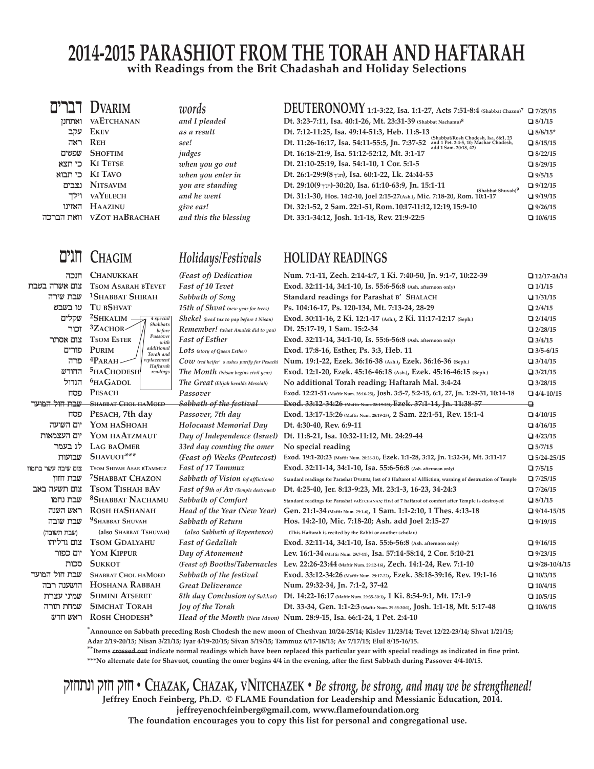# 2014-2015 PARASHIOT FROM THE TORAH AND HAFTARAH

**with Readings from the Brit Chadashah and Holiday Selections**

| | | | | |
|---|---|---|---|---|
| דברים | **DVARIM** | *words* | **DEUTERONOMY 1:1-3:22, Isa. 1:1-27, Acts 7:51-8:4** (Shabbat Chazon)[7] | ❑ 7/25/15 |
| ואתחנן | **vaETCHANAN** | *and I pleaded* | **Dt. 3:23-7:11, Isa. 40:1-26, Mt. 23:31-39** (Shabbat Nachamu)[8] | ❑ 8/1/15 |
| עקב | **EKEV** | *as a result* | **Dt. 7:12-11:25, Isa. 49:14-51:3, Heb. 11:8-13** | ❑ 8/8/15* |
| ראה | **REH** | *see!* | **Dt. 11:26-16:17, Isa. 54:11-55:5, Jn. 7:37-52** (Shabbat/Rosh Chodesh, Isa. 66:1, 23 and 1 Pet. 2:4-5, 10; Machar Chodesh, add 1 Sam. 20:18, 42) | ❑ 8/15/15 |
| שפטים | **SHOFTIM** | *judges* | **Dt. 16:18-21:9, Isa. 51:12-52:12, Mt. 3:1-17** | ❑ 8/22/15 |
| כי תצא | **KI TETSE** | *when you go out* | **Dt. 21:10-25:19, Isa. 54:1-10, 1 Cor. 5:1-5** | ❑ 8/29/15 |
| כי תבוא | **KI TAVO** | *when you enter in* | **Dt. 26:1-29:9(8 תנ״ך), Isa. 60:1-22, Lk. 24:44-53** | ❑ 9/5/15 |
| נצבים | **NITSAVIM** | *you are standing* | **Dt. 29:10(9 תנ״ך)-30:20, Isa. 61:10-63:9, Jn. 15:1-11** | ❑ 9/12/15 |
| וילך | **vaYELECH** | *and he went* | **Dt. 31:1-30, Hos. 14:2-10, Joel 2:15-27**(Ash.)**, Mic. 7:18-20, Rom. 10:1-17** (Shabbat Shuvah)[9] | ❑ 9/19/15 |
| האזינו | **HAAZINU** | *give ear!* | **Dt. 32:1-52, 2 Sam. 22:1-51, Rom. 10:17-11:12, 12:19, 15:9-10** | ❑ 9/26/15 |
| וזאת הברכה | **vZOT haBRACHAH** | *and this the blessing* | **Dt. 33:1-34:12, Josh. 1:1-18, Rev. 21:9-22:5** | ❑ 10/6/15 |

## חגים CHAGIM — *Holidays/Festivals* — HOLIDAY READINGS

| | | | | |
|---|---|---|---|---|
| חנכה | **CHANUKKAH** | *(Feast of) Dedication* | **Num. 7:1-11, Zech. 2:14-4:7, 1 Ki. 7:40-50, Jn. 9:1-7, 10:22-39** | ❑ 12/17-24/14 |
| צום אשרה בטבת | **TSOM ASARAH bTEVET** | *Fast of 10 Tevet* | **Exod. 32:11-14, 34:1-10, Is. 55:6-56:8** (Ash. afternoon only) | ❑ 1/1/15 |
| שבת שירה | **[1]SHABBAT SHIRAH** | *Sabbath of Song* | **Standard readings for Parashat B' SHALACH** | ❑ 1/31/15 |
| טו בשבט | **TU bSHVAT** | *15th of Shvat (new year for trees)* | **Ps. 104:16-17, Ps. 120-134, Mt. 7:13-24, 28-29** | ❑ 2/4/15 |
| שקלים | **[2]SHKALIM** (4 special Shabbats before Passover with additional Torah and replacement Haftarah readings) | *Shekel (head tax to pay before 1 Nisan)* | **Exod. 30:11-16, 2 Ki. 12:1-17** (Ash.)**, 2 Ki. 11:17-12:17** (Seph.) | ❑ 2/14/15 |
| זכור | **[3]ZACHOR** | *Remember! (what Amalek did to you)* | **Dt. 25:17-19, 1 Sam. 15:2-34** | ❑ 2/28/15 |
| צום אסתר | **TSOM ESTER** | *Fast of Esther* | **Exod. 32:11-14, 34:1-10, Is. 55:6-56:8** (Ash. afternoon only) | ❑ 3/4/15 |
| פורים | **PURIM** | *Lots (story of Queen Esther)* | **Exod. 17:8-16, Esther, Ps. 3:3, Heb. 11** | ❑ 3/5-6/15 |
| פרה | **[4]PARAH** | *Cow (red heifer's ashes purify for Pesach)* | **Num. 19:1-22, Ezek. 36:16-38** (Ash.)**, Ezek. 36:16-36** (Seph.) | ❑ 3/14/15 |
| החודש | **[5]haCHODESH** | *The Month (Nisan begins civil year)* | **Exod. 12:1-20, Ezek. 45:16-46:18** (Ash.)**, Ezek. 45:16-46:15** (Seph.) | ❑ 3/21/15 |
| הגדול | **[6]haGADOL** | *The Great (Elijah heralds Messiah)* | **No additional Torah reading; Haftarah Mal. 3:4-24** | ❑ 3/28/15 |
| פסח | **PESACH** | *Passover* | **Exod. 12:21-51** (Maftir Num. 28:16-25)**, Josh. 3:5-7, 5:2-15, 6:1, 27, Jn. 1:29-31, 10:14-18** | ❑ 4/4-10/15 |
| ~~שבת חול המועד~~ | ~~**SHABBAT CHOL haMOED**~~ | ~~*Sabbath of the festival*~~ | ~~**Exod. 33:12-34:26** (Maftir Num. 28:19-25)**, Ezek. 37:1-14, Jn. 11:38-57**~~ | ❑ |
| פסח | **PESACH, 7th day** | *Passover, 7th day* | **Exod. 13:17-15:26** (Maftir Num. 28:19-25)**, 2 Sam. 22:1-51, Rev. 15:1-4** | ❑ 4/10/15 |
| יום השועה | **YOM haSHOAH** | *Holocaust Memorial Day* | **Dt. 4:30-40, Rev. 6:9-11** | ❑ 4/16/15 |
| יום העצמאות | **YOM haATZMAUT** | *Day of Independence (Israel)* | **Dt. 11:8-21, Isa. 10:32-11:12, Mt. 24:29-44** | ❑ 4/23/15 |
| לג בעמר | **LAG baOMER** | *33rd day counting the omer* | **No special reading** | ❑ 5/7/15 |
| שבועות | **SHAVUOT\*\*\*** | *(Feast of) Weeks (Pentecost)* | **Exod. 19:1-20:23** (Maftir Num. 28:26-31)**, Ezek. 1:1-28, 3:12, Jn. 1:32-34, Mt. 3:11-17** | ❑ 5/24-25/15 |
| צום שיבה עשר בתמוז | **TSOM SHIVAH ASAR bTAMMUZ** | *Fast of 17 Tammuz* | **Exod. 32:11-14, 34:1-10, Isa. 55:6-56:8** (Ash. afternoon only) | ❑ 7/5/15 |
| שבת חזון | **[7]SHABBAT CHAZON** | *Sabbath of Vision (of afflictions)* | **Standard readings for Parashat DVARIM; last of 3 Haftarot of Affliction, warning of destruction of Temple** | ❑ 7/25/15 |
| צום תשעה באב | **TSOM TISHAH bAV** | *Fast of 9th of Av (Temple destroyed)* | **Dt. 4:25-40, Jer. 8:13-9:23, Mt. 23:1-3, 16-23, 34-24:3** | ❑ 7/26/15 |
| שבת נחמו | **[8]SHABBAT NACHAMU** | *Sabbath of Comfort* | **Standard readings for Parashat vaETCHANAN; first of 7 haftarot of comfort after Temple is destroyed** | ❑ 8/1/15 |
| ראש השנה | **ROSH haSHANAH** | *Head of the Year (New Year)* | **Gen. 21:1-34** (Maftir Num. 29:1-6)**, 1 Sam. 1:1-2:10, 1 Thes. 4:13-18** | ❑ 9/14-15/15 |
| שבת שובה | **[9]SHABBAT SHUVAH** | *Sabbath of Return* | **Hos. 14:2-10, Mic. 7:18-20; Ash. add Joel 2:15-27** | ❑ 9/19/15 |
| (שבת תשובה) | **(also SHABBAT TSHUVAH)** | *(also Sabbath of Repentance)* | (This Haftarah is recited by the Rabbi or another scholar.) | |
| צום גדליהו | **TSOM GDALYAHU** | *Fast of Gedaliah* | **Exod. 32:11-14, 34:1-10, Isa. 55:6-56:8** (Ash. afternoon only) | ❑ 9/16/15 |
| יום כפור | **YOM KIPPUR** | *Day of Atonement* | **Lev. 16:1-34** (Maftir Num. 29:7-11)**, Isa. 57:14-58:14, 2 Cor. 5:10-21** | ❑ 9/23/15 |
| סכות | **SUKKOT** | *(Feast of) Booths/Tabernacles* | **Lev. 22:26-23:44** (Maftir Num. 29:12-16)**, Zech. 14:1-24, Rev. 7:1-10** | ❑ 9/28-10/4/15 |
| שבת חול המועד | **SHABBAT CHOL haMOED** | *Sabbath of the festival* | **Exod. 33:12-34:26** (Maftir Num. 29:17-22)**, Ezek. 38:18-39:16, Rev. 19:1-16** | ❑ 10/3/15 |
| הושענה רבה | **HOSHANA RABBAH** | *Great Deliverance* | **Num. 29:32-34, Jn. 7:1-2, 37-42** | ❑ 10/4/15 |
| שמיני עצרת | **SHMINI ATSERET** | *8th day Conclusion (of Sukkot)* | **Dt. 14:22-16:17** (Maftir Num. 29:35-30:1)**, 1 Ki. 8:54-9:1, Mt. 17:1-9** | ❑ 10/5/15 |
| שמחת תורה | **SIMCHAT TORAH** | *Joy of the Torah* | **Dt. 33-34, Gen. 1:1-2:3** (Maftir Num. 29:35-30:1)**, Josh. 1:1-18, Mt. 5:17-48** | ❑ 10/6/15 |
| ראש חדש | **ROSH CHODESH\*** | *Head of the Month (New Moon)* | **Num. 28:9-15, Isa. 66:1-24, 1 Pet. 2:4-10** | |

**\*Announce on Sabbath preceding Rosh Chodesh the new moon of Cheshvan 10/24-25/14; Kislev 11/23/14; Tevet 12/22-23/14; Shvat 1/21/15; Adar 2/19-20/15; Nisan 3/21/15; Iyar 4/19-20/15; Sivan 5/19/15; Tammuz 6/17-18/15; Av 7/17/15; Elul 8/15-16/15.**

**\*\*Items ~~crossed out~~ indicate normal readings which have been replaced this particular year with special readings as indicated in fine print.**

**\*\*\*No alternate date for Shavuot, counting the omer begins 4/4 in the evening, after the first Sabbath during Passover 4/4-10/15.**

## חזק חזק ונתחזק • CHAZAK, CHAZAK, vNITCHAZEK • *Be strong, be strong, and may we be strengthened!*

**Jeffrey Enoch Feinberg, Ph.D. © FLAME Foundation for Leadership and Messianic Education, 2014.**

**jeffreyenochfeinberg@gmail.com, www.flamefoundation.org**

**The foundation encourages you to copy this list for personal and congregational use.**